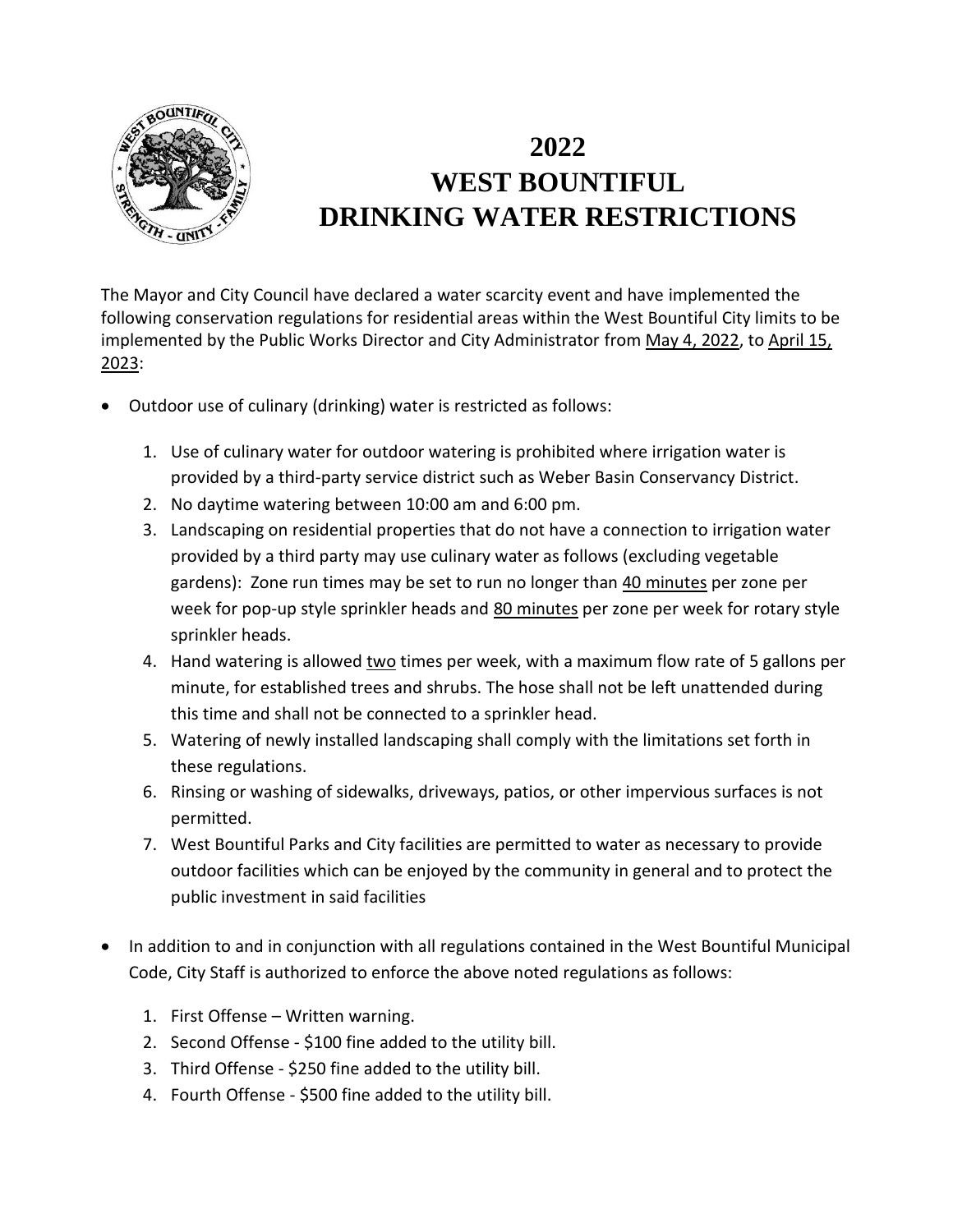# 2022
# WEST BOUNTIFUL
# DRINKING WATER RESTRICTIONS

The Mayor and City Council have declared a water scarcity event and have implemented the following conservation regulations for residential areas within the West Bountiful City limits to be implemented by the Public Works Director and City Administrator from <u>May 4, 2022</u>, to <u>April 15, 2023</u>:

- Outdoor use of culinary (drinking) water is restricted as follows:

  1. Use of culinary water for outdoor watering is prohibited where irrigation water is provided by a third-party service district such as Weber Basin Conservancy District.
  2. No daytime watering between 10:00 am and 6:00 pm.
  3. Landscaping on residential properties that do not have a connection to irrigation water provided by a third party may use culinary water as follows (excluding vegetable gardens): Zone run times may be set to run no longer than <u>40 minutes</u> per zone per week for pop-up style sprinkler heads and <u>80 minutes</u> per zone per week for rotary style sprinkler heads.
  4. Hand watering is allowed <u>two</u> times per week, with a maximum flow rate of 5 gallons per minute, for established trees and shrubs. The hose shall not be left unattended during this time and shall not be connected to a sprinkler head.
  5. Watering of newly installed landscaping shall comply with the limitations set forth in these regulations.
  6. Rinsing or washing of sidewalks, driveways, patios, or other impervious surfaces is not permitted.
  7. West Bountiful Parks and City facilities are permitted to water as necessary to provide outdoor facilities which can be enjoyed by the community in general and to protect the public investment in said facilities

- In addition to and in conjunction with all regulations contained in the West Bountiful Municipal Code, City Staff is authorized to enforce the above noted regulations as follows:

  1. First Offense – Written warning.
  2. Second Offense - $100 fine added to the utility bill.
  3. Third Offense - $250 fine added to the utility bill.
  4. Fourth Offense - $500 fine added to the utility bill.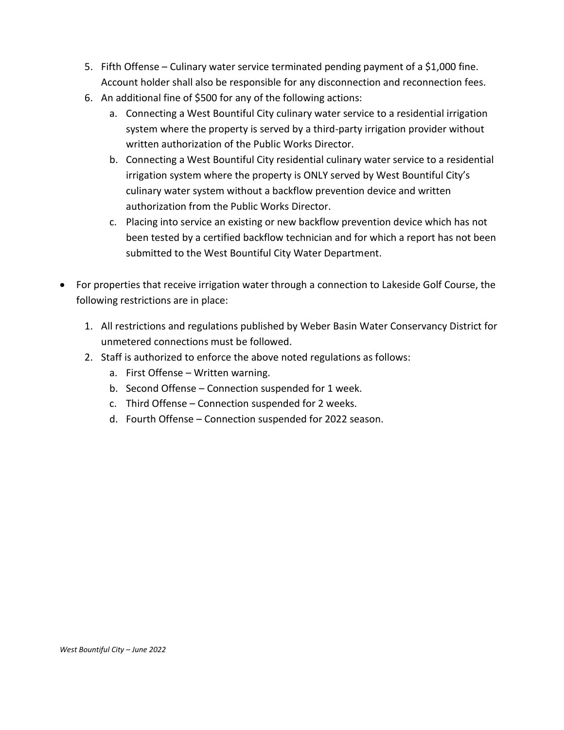5. Fifth Offense – Culinary water service terminated pending payment of a $1,000 fine. Account holder shall also be responsible for any disconnection and reconnection fees.
6. An additional fine of $500 for any of the following actions:
   a. Connecting a West Bountiful City culinary water service to a residential irrigation system where the property is served by a third-party irrigation provider without written authorization of the Public Works Director.
   b. Connecting a West Bountiful City residential culinary water service to a residential irrigation system where the property is ONLY served by West Bountiful City's culinary water system without a backflow prevention device and written authorization from the Public Works Director.
   c. Placing into service an existing or new backflow prevention device which has not been tested by a certified backflow technician and for which a report has not been submitted to the West Bountiful City Water Department.

- For properties that receive irrigation water through a connection to Lakeside Golf Course, the following restrictions are in place:

  1. All restrictions and regulations published by Weber Basin Water Conservancy District for unmetered connections must be followed.
  2. Staff is authorized to enforce the above noted regulations as follows:
     a. First Offense – Written warning.
     b. Second Offense – Connection suspended for 1 week.
     c. Third Offense – Connection suspended for 2 weeks.
     d. Fourth Offense – Connection suspended for 2022 season.